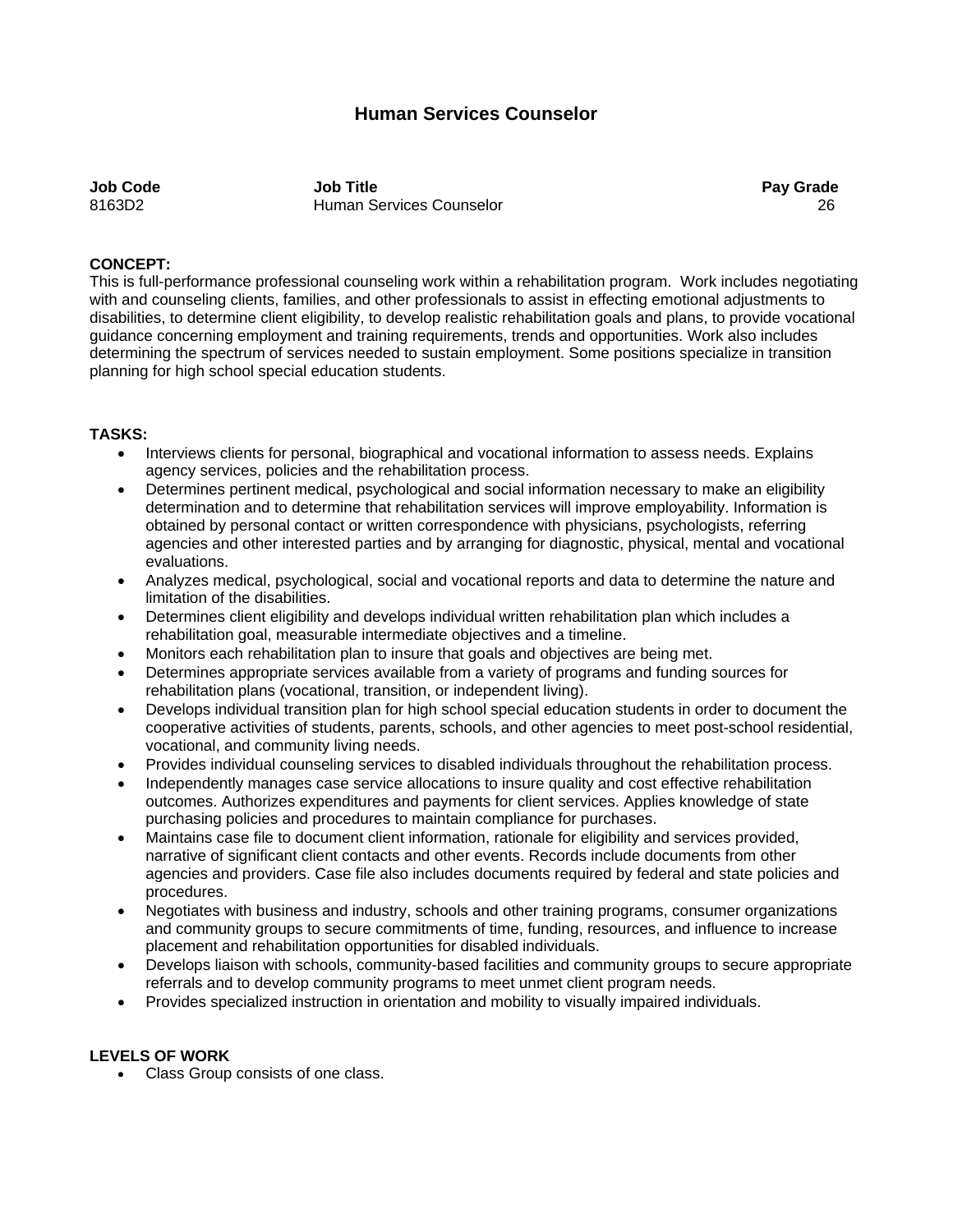# Human Services Counselor

| Job Code | Job Title | Pay Grade |
|---|---|---|
| 8163D2 | Human Services Counselor | 26 |

**CONCEPT:**

This is full-performance professional counseling work within a rehabilitation program. Work includes negotiating with and counseling clients, families, and other professionals to assist in effecting emotional adjustments to disabilities, to determine client eligibility, to develop realistic rehabilitation goals and plans, to provide vocational guidance concerning employment and training requirements, trends and opportunities. Work also includes determining the spectrum of services needed to sustain employment. Some positions specialize in transition planning for high school special education students.

**TASKS:**

- Interviews clients for personal, biographical and vocational information to assess needs. Explains agency services, policies and the rehabilitation process.
- Determines pertinent medical, psychological and social information necessary to make an eligibility determination and to determine that rehabilitation services will improve employability. Information is obtained by personal contact or written correspondence with physicians, psychologists, referring agencies and other interested parties and by arranging for diagnostic, physical, mental and vocational evaluations.
- Analyzes medical, psychological, social and vocational reports and data to determine the nature and limitation of the disabilities.
- Determines client eligibility and develops individual written rehabilitation plan which includes a rehabilitation goal, measurable intermediate objectives and a timeline.
- Monitors each rehabilitation plan to insure that goals and objectives are being met.
- Determines appropriate services available from a variety of programs and funding sources for rehabilitation plans (vocational, transition, or independent living).
- Develops individual transition plan for high school special education students in order to document the cooperative activities of students, parents, schools, and other agencies to meet post-school residential, vocational, and community living needs.
- Provides individual counseling services to disabled individuals throughout the rehabilitation process.
- Independently manages case service allocations to insure quality and cost effective rehabilitation outcomes. Authorizes expenditures and payments for client services. Applies knowledge of state purchasing policies and procedures to maintain compliance for purchases.
- Maintains case file to document client information, rationale for eligibility and services provided, narrative of significant client contacts and other events. Records include documents from other agencies and providers. Case file also includes documents required by federal and state policies and procedures.
- Negotiates with business and industry, schools and other training programs, consumer organizations and community groups to secure commitments of time, funding, resources, and influence to increase placement and rehabilitation opportunities for disabled individuals.
- Develops liaison with schools, community-based facilities and community groups to secure appropriate referrals and to develop community programs to meet unmet client program needs.
- Provides specialized instruction in orientation and mobility to visually impaired individuals.

**LEVELS OF WORK**

- Class Group consists of one class.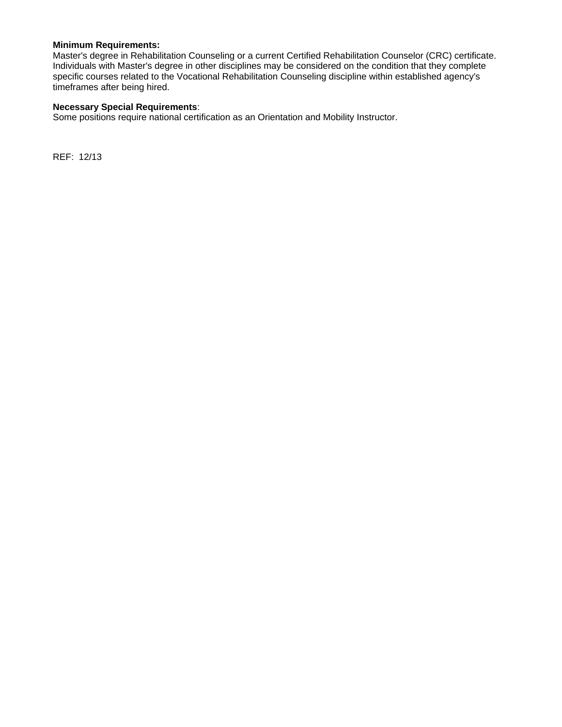**Minimum Requirements:**
Master's degree in Rehabilitation Counseling or a current Certified Rehabilitation Counselor (CRC) certificate. Individuals with Master's degree in other disciplines may be considered on the condition that they complete specific courses related to the Vocational Rehabilitation Counseling discipline within established agency's timeframes after being hired.

**Necessary Special Requirements**:
Some positions require national certification as an Orientation and Mobility Instructor.

REF: 12/13